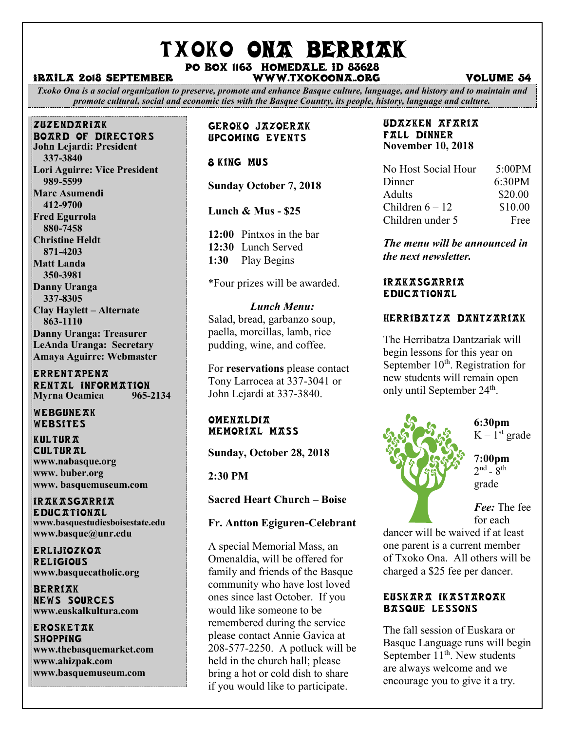# TXOKO ONA BERRIAK

**PO BOX 1163 HOMEDALE, ID 83628**

**IRAILA 2018 SEPTEMBER** **WWW.TXOKOONA.ORG** **VOLUME 54**

*Txoko Ona is a social organization to preserve, promote and enhance Basque culture, language, and history and to maintain and promote cultural, social and economic ties with the Basque Country, its people, history, language and culture.*

## ZUZENDARIAK
## BOARD OF DIRECTORS

**John Lejardi: President 337-3840**
**Lori Aguirre: Vice President 989-5599**
**Marc Asumendi 412-9700**
**Fred Egurrola 880-7458**
**Christine Heldt 871-4203**
**Matt Landa 350-3981**
**Danny Uranga 337-8305**
**Clay Haylett – Alternate 863-1110**
**Danny Uranga: Treasurer**
**LeAnda Uranga: Secretary**
**Amaya Aguirre: Webmaster**

## ERRENTAPENA
## RENTAL INFORMATION

**Myrna Ocamica 965-2134**

## WEBGUNEAK
## WEBSITES

### KULTURA
### CULTURAL

**www.nabasque.org**
**www. buber.org**
**www. basquemuseum.com**

### IRAKASGARRIA
### EDUCATIONAL

**www.basquestudiesboisestate.edu**
**www.basque@unr.edu**

### ERLIJIOZKOA
### RELIGIOUS

**www.basquecatholic.org**

### BERRIAK
### NEWS SOURCES

**www.euskalkultura.com**

### EROSKETAK
### SHOPPING

**www.thebasquemarket.com**
**www.ahizpak.com**
**www.basquemuseum.com**

## GEROKO JAZOERAK
## UPCOMING EVENTS

### 8 KING MUS

**Sunday October 7, 2018**

**Lunch & Mus - $25**

**12:00** Pintxos in the bar
**12:30** Lunch Served
**1:30** Play Begins

*Four prizes will be awarded.

*Lunch Menu:*
Salad, bread, garbanzo soup, paella, morcillas, lamb, rice pudding, wine, and coffee.

For **reservations** please contact Tony Larrocea at 337-3041 or John Lejardi at 337-3840.

### OMENALDIA
### MEMORIAL MASS

**Sunday, October 28, 2018**

**2:30 PM**

**Sacred Heart Church – Boise**

**Fr. Antton Egiguren-Celebrant**

A special Memorial Mass, an Omenaldia, will be offered for family and friends of the Basque community who have lost loved ones since last October. If you would like someone to be remembered during the service please contact Annie Gavica at 208-577-2250. A potluck will be held in the church hall; please bring a hot or cold dish to share if you would like to participate.

### UDAZKEN AFARIA
### FALL DINNER

**November 10, 2018**

| | |
|---|---|
| No Host Social Hour | 5:00PM |
| Dinner | 6:30PM |
| Adults | $20.00 |
| Children 6 – 12 | $10.00 |
| Children under 5 | Free |

***The menu will be announced in the next newsletter.***

## IRAKASGARRIA
## EDUCATIONAL

### HERRIBATZA DANTZARIAK

The Herribatza Dantzariak will begin lessons for this year on September 10th. Registration for new students will remain open only until September 24th.

**6:30pm**
K – 1st grade

**7:00pm**
2nd - 8th grade

***Fee:*** The fee for each dancer will be waived if at least one parent is a current member of Txoko Ona. All others will be charged a $25 fee per dancer.

### EUSKARA IKASTAROAK
### BASQUE LESSONS

The fall session of Euskara or Basque Language runs will begin September 11th. New students are always welcome and we encourage you to give it a try.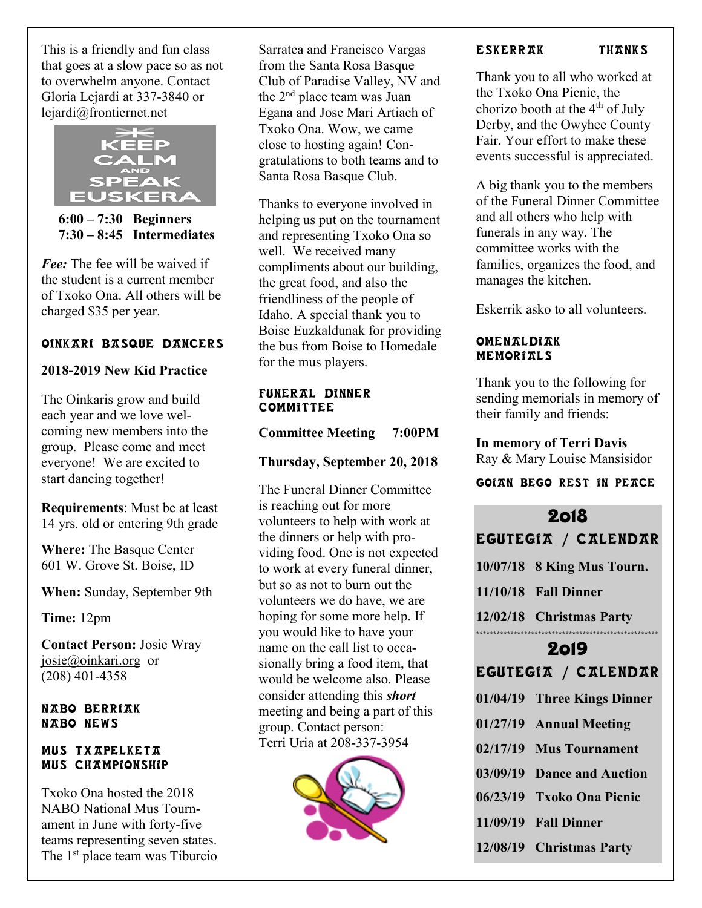This is a friendly and fun class that goes at a slow pace so as not to overwhelm anyone. Contact Gloria Lejardi at 337-3840 or lejardi@frontiernet.net

KEEP CALM AND SPEAK EUSKERA

**6:00 – 7:30 Beginners**
**7:30 – 8:45 Intermediates**

***Fee:*** The fee will be waived if the student is a current member of Txoko Ona. All others will be charged $35 per year.

## OINKARI BASQUE DANCERS

**2018-2019 New Kid Practice**

The Oinkaris grow and build each year and we love welcoming new members into the group. Please come and meet everyone! We are excited to start dancing together!

**Requirements**: Must be at least 14 yrs. old or entering 9th grade

**Where:** The Basque Center 601 W. Grove St. Boise, ID

**When:** Sunday, September 9th

**Time:** 12pm

**Contact Person:** Josie Wray josie@oinkari.org or (208) 401-4358

## NABO BERRIAK
## NABO NEWS

## MUS TXAPELKETA
## MUS CHAMPIONSHIP

Txoko Ona hosted the 2018 NABO National Mus Tournament in June with forty-five teams representing seven states. The 1st place team was Tiburcio Sarratea and Francisco Vargas from the Santa Rosa Basque Club of Paradise Valley, NV and the 2nd place team was Juan Egana and Jose Mari Artiach of Txoko Ona. Wow, we came close to hosting again! Congratulations to both teams and to Santa Rosa Basque Club.

Thanks to everyone involved in helping us put on the tournament and representing Txoko Ona so well. We received many compliments about our building, the great food, and also the friendliness of the people of Idaho. A special thank you to Boise Euzkaldunak for providing the bus from Boise to Homedale for the mus players.

## FUNERAL DINNER COMMITTEE

**Committee Meeting 7:00PM**

**Thursday, September 20, 2018**

The Funeral Dinner Committee is reaching out for more volunteers to help with work at the dinners or help with providing food. One is not expected to work at every funeral dinner, but so as not to burn out the volunteers we do have, we are hoping for some more help. If you would like to have your name on the call list to occasionally bring a food item, that would be welcome also. Please consider attending this ***short*** meeting and being a part of this group. Contact person: Terri Uria at 208-337-3954

## ESKERRAK THANKS

Thank you to all who worked at the Txoko Ona Picnic, the chorizo booth at the 4th of July Derby, and the Owyhee County Fair. Your effort to make these events successful is appreciated.

A big thank you to the members of the Funeral Dinner Committee and all others who help with funerals in any way. The committee works with the families, organizes the food, and manages the kitchen.

Eskerrik asko to all volunteers.

## OMENALDIAK
## MEMORIALS

Thank you to the following for sending memorials in memory of their family and friends:

**In memory of Terri Davis**
Ray & Mary Louise Mansisidor

**GOIAN BEGO REST IN PEACE**

## 2018
## EGUTEGIA / CALENDAR

**10/07/18 8 King Mus Tourn.**

**11/10/18 Fall Dinner**

**12/02/18 Christmas Party**

## 2019
## EGUTEGIA / CALENDAR

**01/04/19 Three Kings Dinner**

**01/27/19 Annual Meeting**

**02/17/19 Mus Tournament**

**03/09/19 Dance and Auction**

**06/23/19 Txoko Ona Picnic**

**11/09/19 Fall Dinner**

**12/08/19 Christmas Party**